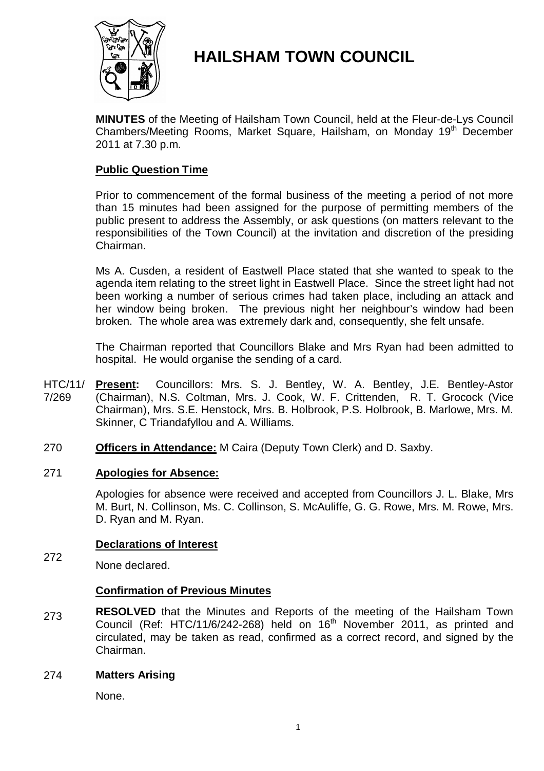# HAILSHAM TOWN COUNCIL

**MINUTES** of the Meeting of Hailsham Town Council, held at the Fleur-de-Lys Council Chambers/Meeting Rooms, Market Square, Hailsham, on Monday 19th December 2011 at 7.30 p.m.

## Public Question Time

Prior to commencement of the formal business of the meeting a period of not more than 15 minutes had been assigned for the purpose of permitting members of the public present to address the Assembly, or ask questions (on matters relevant to the responsibilities of the Town Council) at the invitation and discretion of the presiding Chairman.

Ms A. Cusden, a resident of Eastwell Place stated that she wanted to speak to the agenda item relating to the street light in Eastwell Place. Since the street light had not been working a number of serious crimes had taken place, including an attack and her window being broken. The previous night her neighbour's window had been broken. The whole area was extremely dark and, consequently, she felt unsafe.

The Chairman reported that Councillors Blake and Mrs Ryan had been admitted to hospital. He would organise the sending of a card.

HTC/11/7/269 **Present:** Councillors: Mrs. S. J. Bentley, W. A. Bentley, J.E. Bentley-Astor (Chairman), N.S. Coltman, Mrs. J. Cook, W. F. Crittenden, R. T. Grocock (Vice Chairman), Mrs. S.E. Henstock, Mrs. B. Holbrook, P.S. Holbrook, B. Marlowe, Mrs. M. Skinner, C Triandafyllou and A. Williams.

270 **Officers in Attendance:** M Caira (Deputy Town Clerk) and D. Saxby.

271 **Apologies for Absence:**

Apologies for absence were received and accepted from Councillors J. L. Blake, Mrs M. Burt, N. Collinson, Ms. C. Collinson, S. McAuliffe, G. G. Rowe, Mrs. M. Rowe, Mrs. D. Ryan and M. Ryan.

272 **Declarations of Interest**

None declared.

273 **Confirmation of Previous Minutes**

**RESOLVED** that the Minutes and Reports of the meeting of the Hailsham Town Council (Ref: HTC/11/6/242-268) held on 16th November 2011, as printed and circulated, may be taken as read, confirmed as a correct record, and signed by the Chairman.

274 **Matters Arising**

None.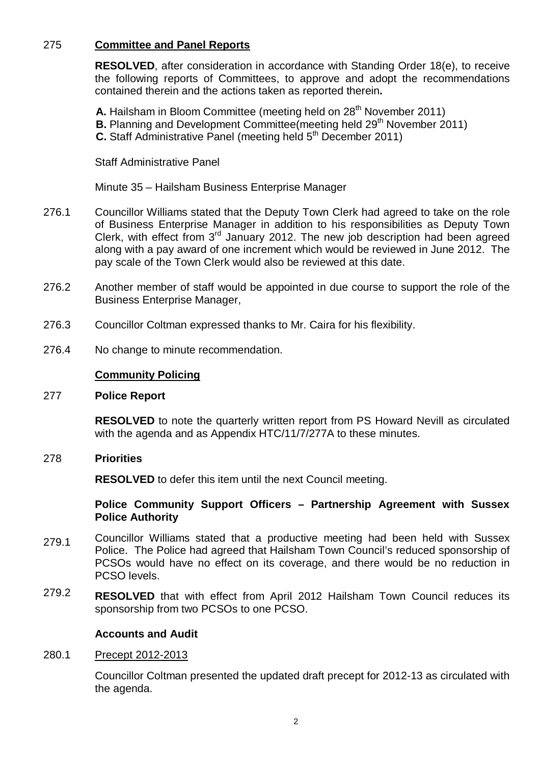275 **Committee and Panel Reports**

**RESOLVED**, after consideration in accordance with Standing Order 18(e), to receive the following reports of Committees, to approve and adopt the recommendations contained therein and the actions taken as reported therein**.**

**A.** Hailsham in Bloom Committee (meeting held on 28th November 2011)
**B.** Planning and Development Committee(meeting held 29th November 2011)
**C.** Staff Administrative Panel (meeting held 5th December 2011)

Staff Administrative Panel

Minute 35 – Hailsham Business Enterprise Manager

276.1 Councillor Williams stated that the Deputy Town Clerk had agreed to take on the role of Business Enterprise Manager in addition to his responsibilities as Deputy Town Clerk, with effect from 3rd January 2012. The new job description had been agreed along with a pay award of one increment which would be reviewed in June 2012. The pay scale of the Town Clerk would also be reviewed at this date.

276.2 Another member of staff would be appointed in due course to support the role of the Business Enterprise Manager,

276.3 Councillor Coltman expressed thanks to Mr. Caira for his flexibility.

276.4 No change to minute recommendation.

**Community Policing**

277 **Police Report**

**RESOLVED** to note the quarterly written report from PS Howard Nevill as circulated with the agenda and as Appendix HTC/11/7/277A to these minutes.

278 **Priorities**

**RESOLVED** to defer this item until the next Council meeting.

**Police Community Support Officers – Partnership Agreement with Sussex Police Authority**

279.1 Councillor Williams stated that a productive meeting had been held with Sussex Police. The Police had agreed that Hailsham Town Council's reduced sponsorship of PCSOs would have no effect on its coverage, and there would be no reduction in PCSO levels.

279.2 **RESOLVED** that with effect from April 2012 Hailsham Town Council reduces its sponsorship from two PCSOs to one PCSO.

**Accounts and Audit**

280.1 Precept 2012-2013

Councillor Coltman presented the updated draft precept for 2012-13 as circulated with the agenda.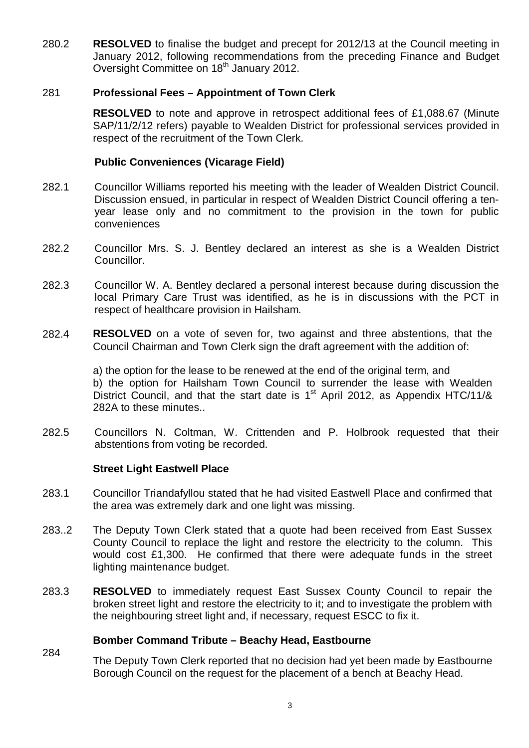280.2 **RESOLVED** to finalise the budget and precept for 2012/13 at the Council meeting in January 2012, following recommendations from the preceding Finance and Budget Oversight Committee on 18th January 2012.

281 **Professional Fees – Appointment of Town Clerk**

**RESOLVED** to note and approve in retrospect additional fees of £1,088.67 (Minute SAP/11/2/12 refers) payable to Wealden District for professional services provided in respect of the recruitment of the Town Clerk.

**Public Conveniences (Vicarage Field)**

282.1 Councillor Williams reported his meeting with the leader of Wealden District Council. Discussion ensued, in particular in respect of Wealden District Council offering a ten-year lease only and no commitment to the provision in the town for public conveniences

282.2 Councillor Mrs. S. J. Bentley declared an interest as she is a Wealden District Councillor.

282.3 Councillor W. A. Bentley declared a personal interest because during discussion the local Primary Care Trust was identified, as he is in discussions with the PCT in respect of healthcare provision in Hailsham.

282.4 **RESOLVED** on a vote of seven for, two against and three abstentions, that the Council Chairman and Town Clerk sign the draft agreement with the addition of:

a) the option for the lease to be renewed at the end of the original term, and
b) the option for Hailsham Town Council to surrender the lease with Wealden District Council, and that the start date is 1st April 2012, as Appendix HTC/11/& 282A to these minutes..

282.5 Councillors N. Coltman, W. Crittenden and P. Holbrook requested that their abstentions from voting be recorded.

**Street Light Eastwell Place**

283.1 Councillor Triandafyllou stated that he had visited Eastwell Place and confirmed that the area was extremely dark and one light was missing.

283..2 The Deputy Town Clerk stated that a quote had been received from East Sussex County Council to replace the light and restore the electricity to the column. This would cost £1,300. He confirmed that there were adequate funds in the street lighting maintenance budget.

283.3 **RESOLVED** to immediately request East Sussex County Council to repair the broken street light and restore the electricity to it; and to investigate the problem with the neighbouring street light and, if necessary, request ESCC to fix it.

284 **Bomber Command Tribute – Beachy Head, Eastbourne**

The Deputy Town Clerk reported that no decision had yet been made by Eastbourne Borough Council on the request for the placement of a bench at Beachy Head.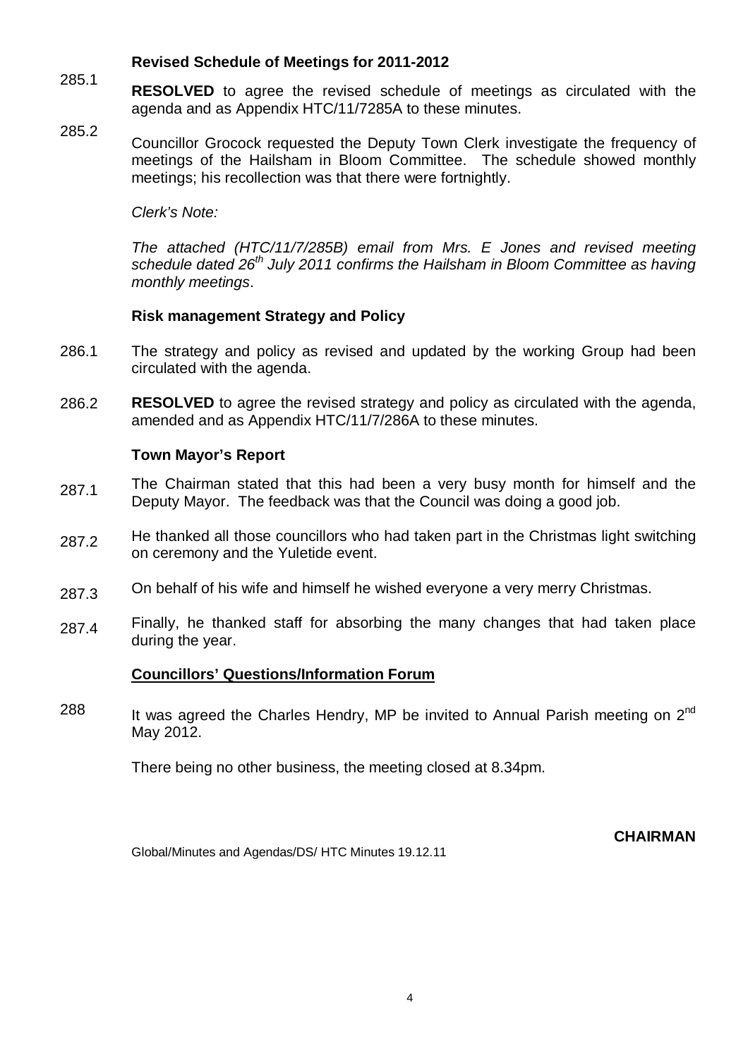### Revised Schedule of Meetings for 2011-2012

285.1 **RESOLVED** to agree the revised schedule of meetings as circulated with the agenda and as Appendix HTC/11/7285A to these minutes.

285.2 Councillor Grocock requested the Deputy Town Clerk investigate the frequency of meetings of the Hailsham in Bloom Committee. The schedule showed monthly meetings; his recollection was that there were fortnightly.

*Clerk's Note:*

*The attached (HTC/11/7/285B) email from Mrs. E Jones and revised meeting schedule dated 26th July 2011 confirms the Hailsham in Bloom Committee as having monthly meetings*.

### Risk management Strategy and Policy

286.1 The strategy and policy as revised and updated by the working Group had been circulated with the agenda.

286.2 **RESOLVED** to agree the revised strategy and policy as circulated with the agenda, amended and as Appendix HTC/11/7/286A to these minutes.

### Town Mayor's Report

287.1 The Chairman stated that this had been a very busy month for himself and the Deputy Mayor. The feedback was that the Council was doing a good job.

287.2 He thanked all those councillors who had taken part in the Christmas light switching on ceremony and the Yuletide event.

287.3 On behalf of his wife and himself he wished everyone a very merry Christmas.

287.4 Finally, he thanked staff for absorbing the many changes that had taken place during the year.

### Councillors' Questions/Information Forum

288 It was agreed the Charles Hendry, MP be invited to Annual Parish meeting on 2nd May 2012.

There being no other business, the meeting closed at 8.34pm.

**CHAIRMAN**

Global/Minutes and Agendas/DS/ HTC Minutes 19.12.11